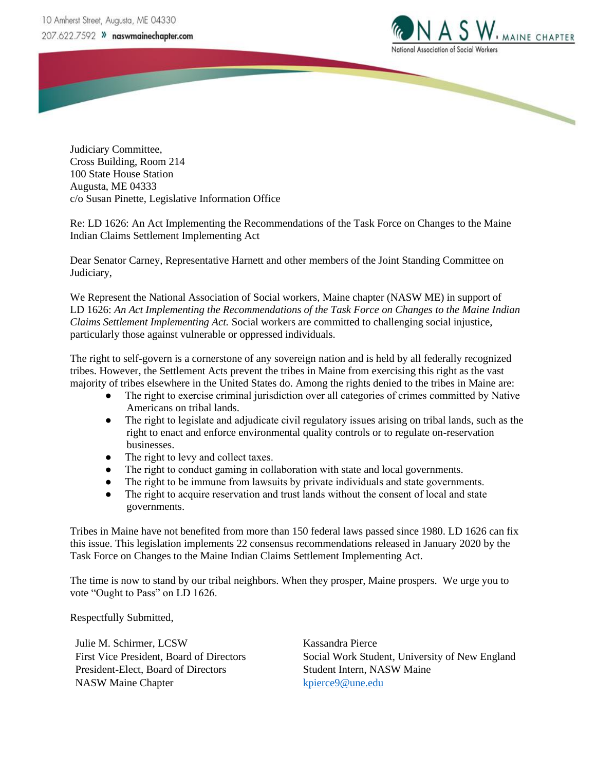10 Amherst Street, Augusta, ME 04330
207.622.7592 » naswmainechapter.com

NASW, MAINE CHAPTER
National Association of Social Workers

Judiciary Committee,
Cross Building, Room 214
100 State House Station
Augusta, ME 04333
c/o Susan Pinette, Legislative Information Office

Re: LD 1626: An Act Implementing the Recommendations of the Task Force on Changes to the Maine Indian Claims Settlement Implementing Act

Dear Senator Carney, Representative Harnett and other members of the Joint Standing Committee on Judiciary,

We Represent the National Association of Social workers, Maine chapter (NASW ME) in support of LD 1626: *An Act Implementing the Recommendations of the Task Force on Changes to the Maine Indian Claims Settlement Implementing Act.* Social workers are committed to challenging social injustice, particularly those against vulnerable or oppressed individuals.

The right to self-govern is a cornerstone of any sovereign nation and is held by all federally recognized tribes. However, the Settlement Acts prevent the tribes in Maine from exercising this right as the vast majority of tribes elsewhere in the United States do. Among the rights denied to the tribes in Maine are:

- The right to exercise criminal jurisdiction over all categories of crimes committed by Native Americans on tribal lands.
- The right to legislate and adjudicate civil regulatory issues arising on tribal lands, such as the right to enact and enforce environmental quality controls or to regulate on-reservation businesses.
- The right to levy and collect taxes.
- The right to conduct gaming in collaboration with state and local governments.
- The right to be immune from lawsuits by private individuals and state governments.
- The right to acquire reservation and trust lands without the consent of local and state governments.

Tribes in Maine have not benefited from more than 150 federal laws passed since 1980. LD 1626 can fix this issue. This legislation implements 22 consensus recommendations released in January 2020 by the Task Force on Changes to the Maine Indian Claims Settlement Implementing Act.

The time is now to stand by our tribal neighbors. When they prosper, Maine prospers. We urge you to vote "Ought to Pass" on LD 1626.

Respectfully Submitted,

Julie M. Schirmer, LCSW
First Vice President, Board of Directors
President-Elect, Board of Directors
NASW Maine Chapter

Kassandra Pierce
Social Work Student, University of New England
Student Intern, NASW Maine
kpierce9@une.edu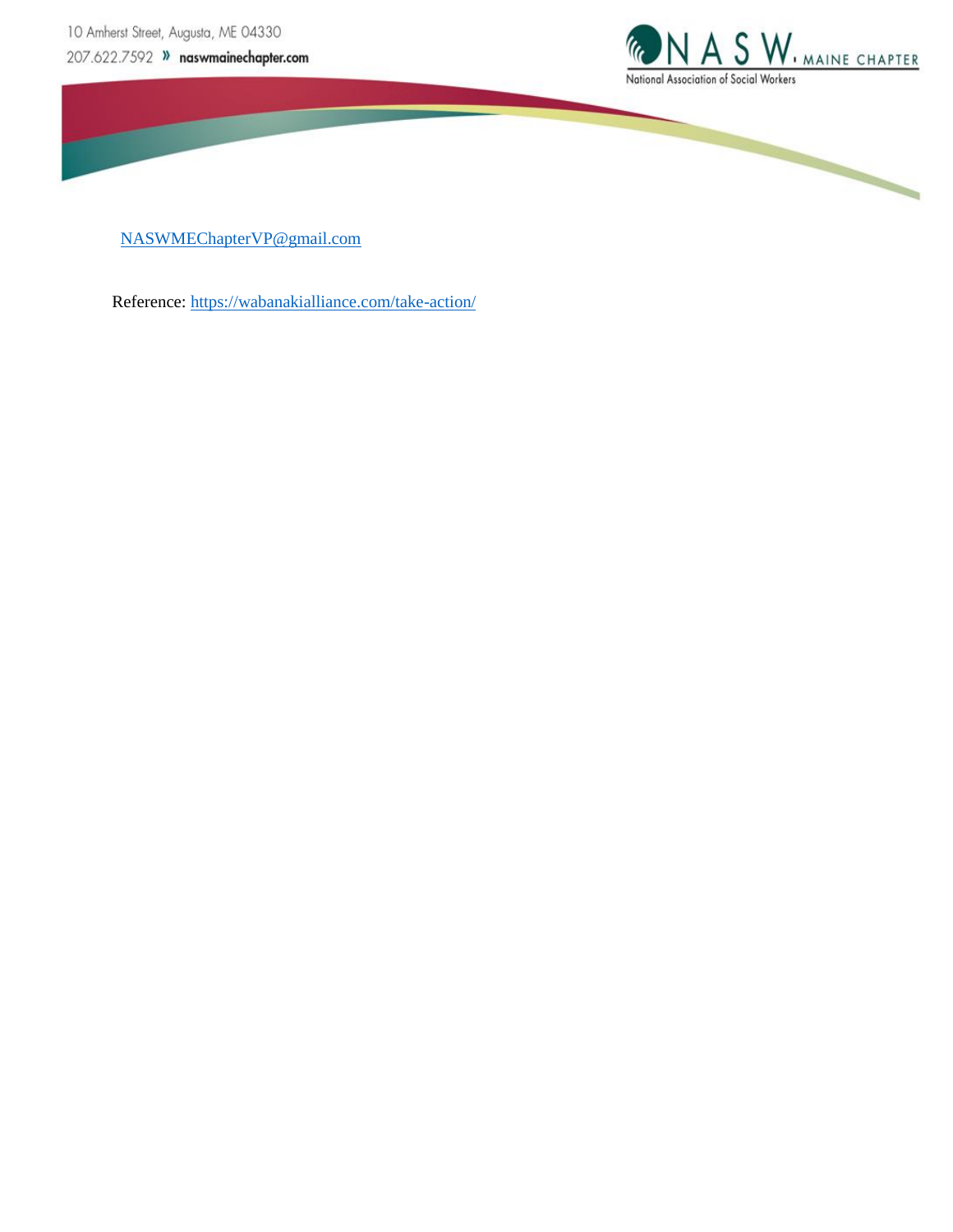10 Amherst Street, Augusta, ME 04330
207.622.7592 » naswmainechapter.com

NASW. MAINE CHAPTER
National Association of Social Workers

NASWMEChapterVP@gmail.com

Reference: https://wabanakialliance.com/take-action/